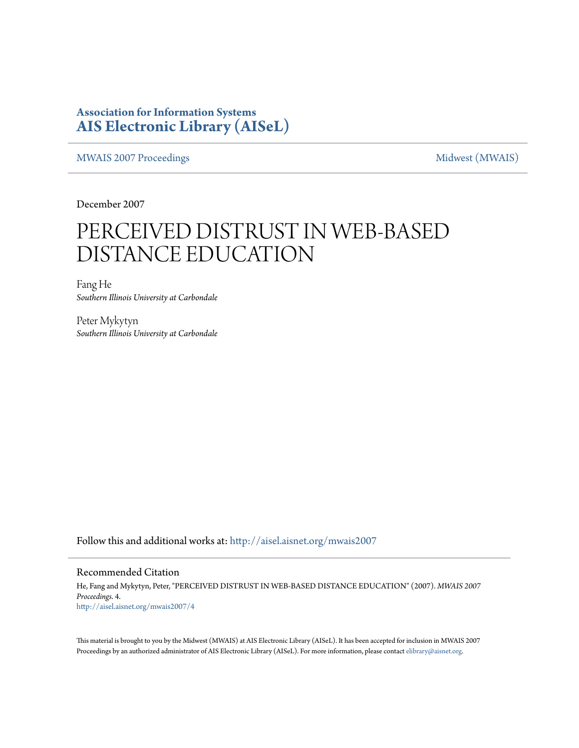**Association for Information Systems**
**AIS Electronic Library (AISeL)**

MWAIS 2007 Proceedings | Midwest (MWAIS)

December 2007

# PERCEIVED DISTRUST IN WEB-BASED DISTANCE EDUCATION

Fang He
*Southern Illinois University at Carbondale*

Peter Mykytyn
*Southern Illinois University at Carbondale*

Follow this and additional works at: http://aisel.aisnet.org/mwais2007

## Recommended Citation

He, Fang and Mykytyn, Peter, "PERCEIVED DISTRUST IN WEB-BASED DISTANCE EDUCATION" (2007). *MWAIS 2007 Proceedings*. 4.
http://aisel.aisnet.org/mwais2007/4

This material is brought to you by the Midwest (MWAIS) at AIS Electronic Library (AISeL). It has been accepted for inclusion in MWAIS 2007 Proceedings by an authorized administrator of AIS Electronic Library (AISeL). For more information, please contact elibrary@aisnet.org.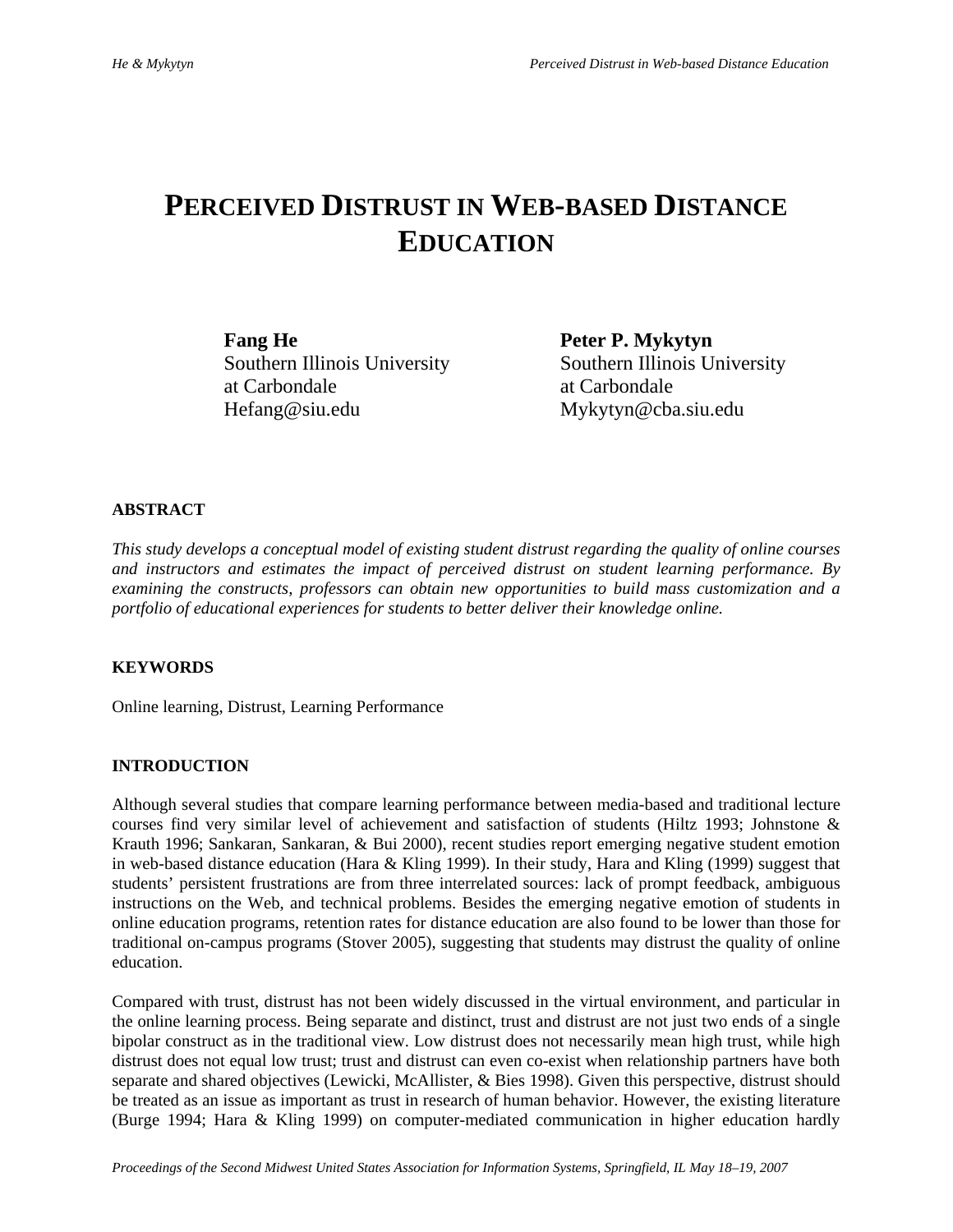# PERCEIVED DISTRUST IN WEB-BASED DISTANCE EDUCATION

**Fang He**
Southern Illinois University
at Carbondale
Hefang@siu.edu

**Peter P. Mykytyn**
Southern Illinois University
at Carbondale
Mykytyn@cba.siu.edu

## ABSTRACT

*This study develops a conceptual model of existing student distrust regarding the quality of online courses and instructors and estimates the impact of perceived distrust on student learning performance. By examining the constructs, professors can obtain new opportunities to build mass customization and a portfolio of educational experiences for students to better deliver their knowledge online.*

## KEYWORDS

Online learning, Distrust, Learning Performance

## INTRODUCTION

Although several studies that compare learning performance between media-based and traditional lecture courses find very similar level of achievement and satisfaction of students (Hiltz 1993; Johnstone & Krauth 1996; Sankaran, Sankaran, & Bui 2000), recent studies report emerging negative student emotion in web-based distance education (Hara & Kling 1999). In their study, Hara and Kling (1999) suggest that students' persistent frustrations are from three interrelated sources: lack of prompt feedback, ambiguous instructions on the Web, and technical problems. Besides the emerging negative emotion of students in online education programs, retention rates for distance education are also found to be lower than those for traditional on-campus programs (Stover 2005), suggesting that students may distrust the quality of online education.

Compared with trust, distrust has not been widely discussed in the virtual environment, and particular in the online learning process. Being separate and distinct, trust and distrust are not just two ends of a single bipolar construct as in the traditional view. Low distrust does not necessarily mean high trust, while high distrust does not equal low trust; trust and distrust can even co-exist when relationship partners have both separate and shared objectives (Lewicki, McAllister, & Bies 1998). Given this perspective, distrust should be treated as an issue as important as trust in research of human behavior. However, the existing literature (Burge 1994; Hara & Kling 1999) on computer-mediated communication in higher education hardly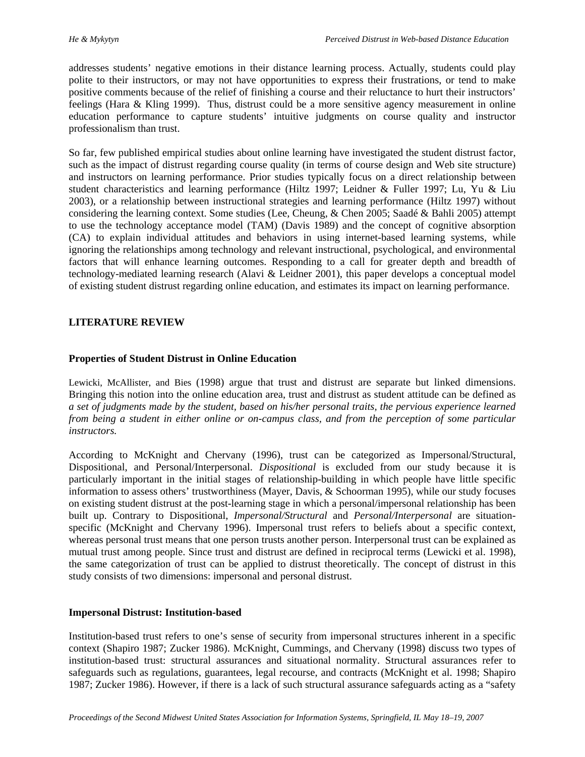addresses students' negative emotions in their distance learning process. Actually, students could play polite to their instructors, or may not have opportunities to express their frustrations, or tend to make positive comments because of the relief of finishing a course and their reluctance to hurt their instructors' feelings (Hara & Kling 1999). Thus, distrust could be a more sensitive agency measurement in online education performance to capture students' intuitive judgments on course quality and instructor professionalism than trust.

So far, few published empirical studies about online learning have investigated the student distrust factor, such as the impact of distrust regarding course quality (in terms of course design and Web site structure) and instructors on learning performance. Prior studies typically focus on a direct relationship between student characteristics and learning performance (Hiltz 1997; Leidner & Fuller 1997; Lu, Yu & Liu 2003), or a relationship between instructional strategies and learning performance (Hiltz 1997) without considering the learning context. Some studies (Lee, Cheung, & Chen 2005; Saadé & Bahli 2005) attempt to use the technology acceptance model (TAM) (Davis 1989) and the concept of cognitive absorption (CA) to explain individual attitudes and behaviors in using internet-based learning systems, while ignoring the relationships among technology and relevant instructional, psychological, and environmental factors that will enhance learning outcomes. Responding to a call for greater depth and breadth of technology-mediated learning research (Alavi & Leidner 2001), this paper develops a conceptual model of existing student distrust regarding online education, and estimates its impact on learning performance.

## LITERATURE REVIEW

### Properties of Student Distrust in Online Education

Lewicki, McAllister, and Bies (1998) argue that trust and distrust are separate but linked dimensions. Bringing this notion into the online education area, trust and distrust as student attitude can be defined as *a set of judgments made by the student, based on his/her personal traits, the pervious experience learned from being a student in either online or on-campus class, and from the perception of some particular instructors.*

According to McKnight and Chervany (1996), trust can be categorized as Impersonal/Structural, Dispositional, and Personal/Interpersonal. *Dispositional* is excluded from our study because it is particularly important in the initial stages of relationship-building in which people have little specific information to assess others' trustworthiness (Mayer, Davis, & Schoorman 1995), while our study focuses on existing student distrust at the post-learning stage in which a personal/impersonal relationship has been built up. Contrary to Dispositional, *Impersonal/Structural* and *Personal/Interpersonal* are situation-specific (McKnight and Chervany 1996). Impersonal trust refers to beliefs about a specific context, whereas personal trust means that one person trusts another person. Interpersonal trust can be explained as mutual trust among people. Since trust and distrust are defined in reciprocal terms (Lewicki et al. 1998), the same categorization of trust can be applied to distrust theoretically. The concept of distrust in this study consists of two dimensions: impersonal and personal distrust.

### Impersonal Distrust: Institution-based

Institution-based trust refers to one's sense of security from impersonal structures inherent in a specific context (Shapiro 1987; Zucker 1986). McKnight, Cummings, and Chervany (1998) discuss two types of institution-based trust: structural assurances and situational normality. Structural assurances refer to safeguards such as regulations, guarantees, legal recourse, and contracts (McKnight et al. 1998; Shapiro 1987; Zucker 1986). However, if there is a lack of such structural assurance safeguards acting as a "safety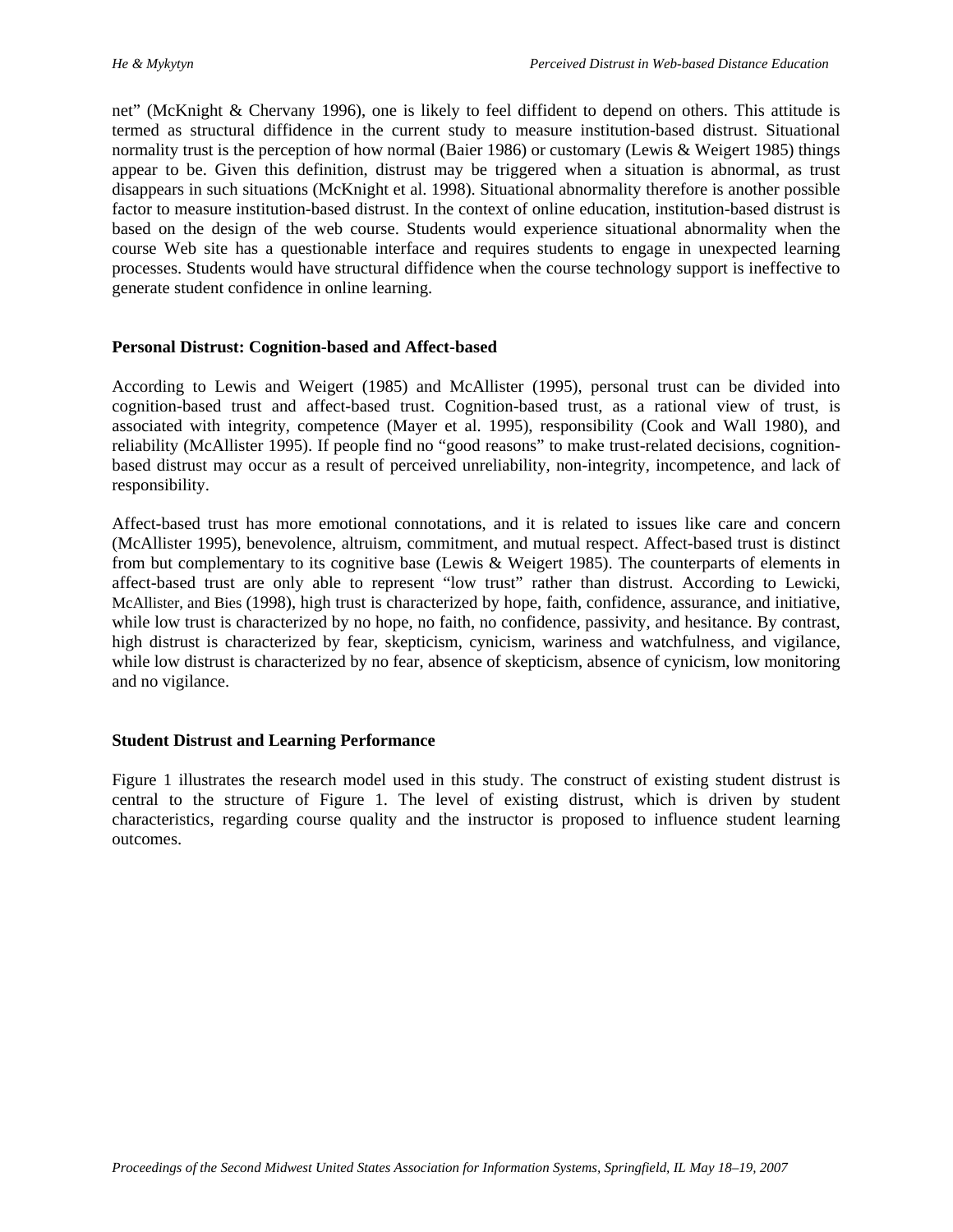net" (McKnight & Chervany 1996), one is likely to feel diffident to depend on others. This attitude is termed as structural diffidence in the current study to measure institution-based distrust. Situational normality trust is the perception of how normal (Baier 1986) or customary (Lewis & Weigert 1985) things appear to be. Given this definition, distrust may be triggered when a situation is abnormal, as trust disappears in such situations (McKnight et al. 1998). Situational abnormality therefore is another possible factor to measure institution-based distrust. In the context of online education, institution-based distrust is based on the design of the web course. Students would experience situational abnormality when the course Web site has a questionable interface and requires students to engage in unexpected learning processes. Students would have structural diffidence when the course technology support is ineffective to generate student confidence in online learning.

### Personal Distrust: Cognition-based and Affect-based

According to Lewis and Weigert (1985) and McAllister (1995), personal trust can be divided into cognition-based trust and affect-based trust. Cognition-based trust, as a rational view of trust, is associated with integrity, competence (Mayer et al. 1995), responsibility (Cook and Wall 1980), and reliability (McAllister 1995). If people find no "good reasons" to make trust-related decisions, cognition-based distrust may occur as a result of perceived unreliability, non-integrity, incompetence, and lack of responsibility.

Affect-based trust has more emotional connotations, and it is related to issues like care and concern (McAllister 1995), benevolence, altruism, commitment, and mutual respect. Affect-based trust is distinct from but complementary to its cognitive base (Lewis & Weigert 1985). The counterparts of elements in affect-based trust are only able to represent "low trust" rather than distrust. According to Lewicki, McAllister, and Bies (1998), high trust is characterized by hope, faith, confidence, assurance, and initiative, while low trust is characterized by no hope, no faith, no confidence, passivity, and hesitance. By contrast, high distrust is characterized by fear, skepticism, cynicism, wariness and watchfulness, and vigilance, while low distrust is characterized by no fear, absence of skepticism, absence of cynicism, low monitoring and no vigilance.

### Student Distrust and Learning Performance

Figure 1 illustrates the research model used in this study. The construct of existing student distrust is central to the structure of Figure 1. The level of existing distrust, which is driven by student characteristics, regarding course quality and the instructor is proposed to influence student learning outcomes.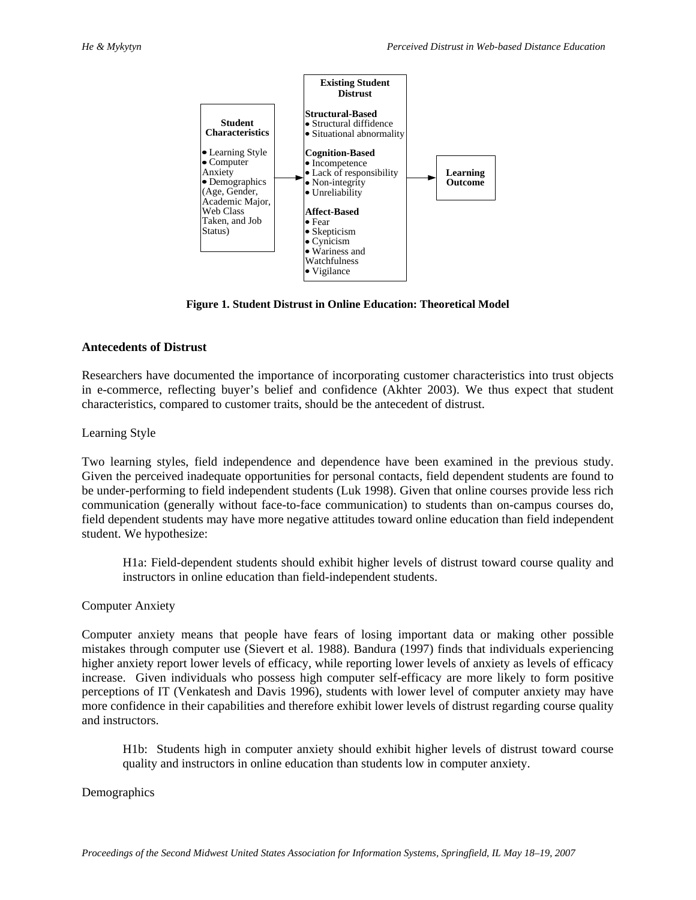**Student Characteristics**

- Learning Style
- Computer Anxiety
- Demographics (Age, Gender, Academic Major, Web Class Taken, and Job Status)

→

**Existing Student Distrust**

**Structural-Based**
- Structural diffidence
- Situational abnormality

**Cognition-Based**
- Incompetence
- Lack of responsibility
- Non-integrity
- Unreliability

**Affect-Based**
- Fear
- Skepticism
- Cynicism
- Wariness and Watchfulness
- Vigilance

→

**Learning Outcome**

**Figure 1. Student Distrust in Online Education: Theoretical Model**

### Antecedents of Distrust

Researchers have documented the importance of incorporating customer characteristics into trust objects in e-commerce, reflecting buyer's belief and confidence (Akhter 2003). We thus expect that student characteristics, compared to customer traits, should be the antecedent of distrust.

Learning Style

Two learning styles, field independence and dependence have been examined in the previous study. Given the perceived inadequate opportunities for personal contacts, field dependent students are found to be under-performing to field independent students (Luk 1998). Given that online courses provide less rich communication (generally without face-to-face communication) to students than on-campus courses do, field dependent students may have more negative attitudes toward online education than field independent student. We hypothesize:

> H1a: Field-dependent students should exhibit higher levels of distrust toward course quality and instructors in online education than field-independent students.

Computer Anxiety

Computer anxiety means that people have fears of losing important data or making other possible mistakes through computer use (Sievert et al. 1988). Bandura (1997) finds that individuals experiencing higher anxiety report lower levels of efficacy, while reporting lower levels of anxiety as levels of efficacy increase. Given individuals who possess high computer self-efficacy are more likely to form positive perceptions of IT (Venkatesh and Davis 1996), students with lower level of computer anxiety may have more confidence in their capabilities and therefore exhibit lower levels of distrust regarding course quality and instructors.

> H1b: Students high in computer anxiety should exhibit higher levels of distrust toward course quality and instructors in online education than students low in computer anxiety.

Demographics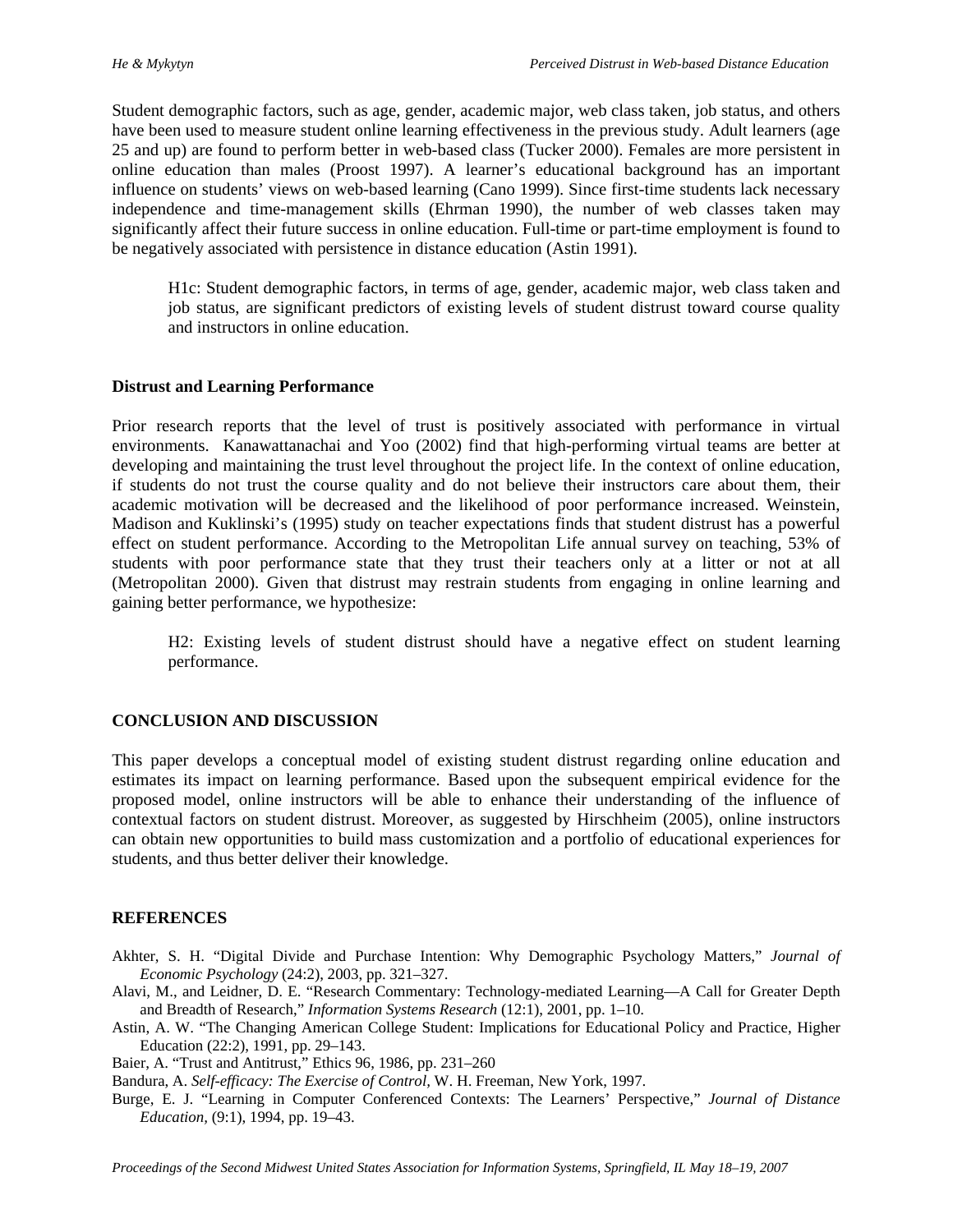Student demographic factors, such as age, gender, academic major, web class taken, job status, and others have been used to measure student online learning effectiveness in the previous study. Adult learners (age 25 and up) are found to perform better in web-based class (Tucker 2000). Females are more persistent in online education than males (Proost 1997). A learner's educational background has an important influence on students' views on web-based learning (Cano 1999). Since first-time students lack necessary independence and time-management skills (Ehrman 1990), the number of web classes taken may significantly affect their future success in online education. Full-time or part-time employment is found to be negatively associated with persistence in distance education (Astin 1991).

> H1c: Student demographic factors, in terms of age, gender, academic major, web class taken and job status, are significant predictors of existing levels of student distrust toward course quality and instructors in online education.

### Distrust and Learning Performance

Prior research reports that the level of trust is positively associated with performance in virtual environments. Kanawattanachai and Yoo (2002) find that high-performing virtual teams are better at developing and maintaining the trust level throughout the project life. In the context of online education, if students do not trust the course quality and do not believe their instructors care about them, their academic motivation will be decreased and the likelihood of poor performance increased. Weinstein, Madison and Kuklinski's (1995) study on teacher expectations finds that student distrust has a powerful effect on student performance. According to the Metropolitan Life annual survey on teaching, 53% of students with poor performance state that they trust their teachers only at a litter or not at all (Metropolitan 2000). Given that distrust may restrain students from engaging in online learning and gaining better performance, we hypothesize:

> H2: Existing levels of student distrust should have a negative effect on student learning performance.

## CONCLUSION AND DISCUSSION

This paper develops a conceptual model of existing student distrust regarding online education and estimates its impact on learning performance. Based upon the subsequent empirical evidence for the proposed model, online instructors will be able to enhance their understanding of the influence of contextual factors on student distrust. Moreover, as suggested by Hirschheim (2005), online instructors can obtain new opportunities to build mass customization and a portfolio of educational experiences for students, and thus better deliver their knowledge.

## REFERENCES

Akhter, S. H. "Digital Divide and Purchase Intention: Why Demographic Psychology Matters," *Journal of Economic Psychology* (24:2), 2003, pp. 321–327.

Alavi, M., and Leidner, D. E. "Research Commentary: Technology-mediated Learning—A Call for Greater Depth and Breadth of Research," *Information Systems Research* (12:1), 2001, pp. 1–10.

Astin, A. W. "The Changing American College Student: Implications for Educational Policy and Practice, Higher Education (22:2), 1991, pp. 29–143.

Baier, A. "Trust and Antitrust," Ethics 96, 1986, pp. 231–260

Bandura, A. *Self-efficacy: The Exercise of Control,* W. H. Freeman, New York, 1997.

Burge, E. J. "Learning in Computer Conferenced Contexts: The Learners' Perspective," *Journal of Distance Education,* (9:1), 1994, pp. 19–43.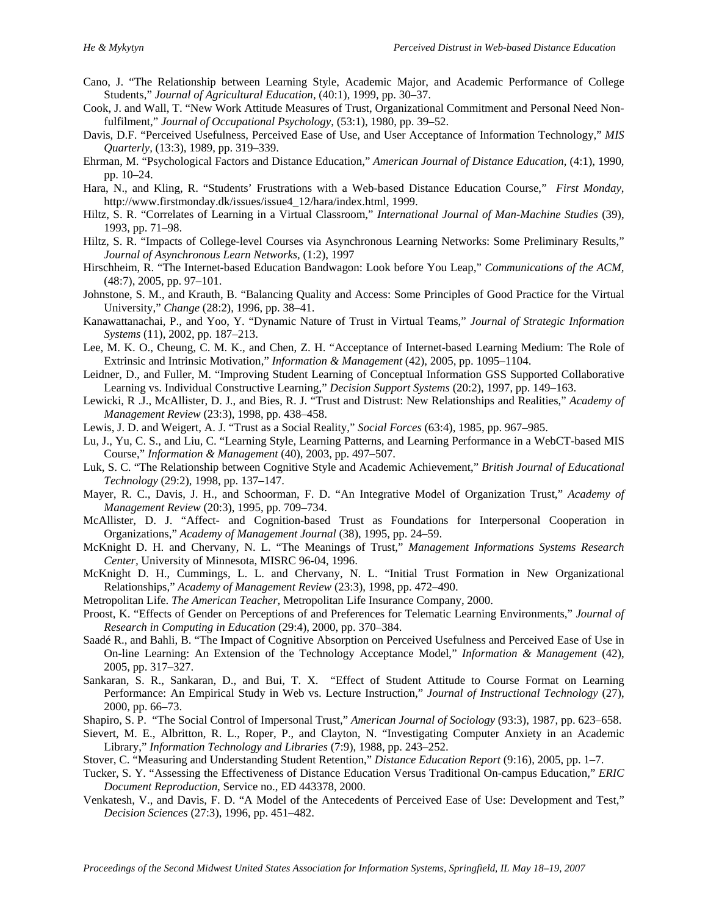Cano, J. "The Relationship between Learning Style, Academic Major, and Academic Performance of College Students," *Journal of Agricultural Education*, (40:1), 1999, pp. 30–37.

Cook, J. and Wall, T. "New Work Attitude Measures of Trust, Organizational Commitment and Personal Need Non-fulfilment," *Journal of Occupational Psychology*, (53:1), 1980, pp. 39–52.

Davis, D.F. "Perceived Usefulness, Perceived Ease of Use, and User Acceptance of Information Technology," *MIS Quarterly*, (13:3), 1989, pp. 319–339.

Ehrman, M. "Psychological Factors and Distance Education," *American Journal of Distance Education*, (4:1), 1990, pp. 10–24.

Hara, N., and Kling, R. "Students' Frustrations with a Web-based Distance Education Course," *First Monday*, http://www.firstmonday.dk/issues/issue4_12/hara/index.html, 1999.

Hiltz, S. R. "Correlates of Learning in a Virtual Classroom," *International Journal of Man-Machine Studies* (39), 1993, pp. 71–98.

Hiltz, S. R. "Impacts of College-level Courses via Asynchronous Learning Networks: Some Preliminary Results," *Journal of Asynchronous Learn Networks*, (1:2), 1997

Hirschheim, R. "The Internet-based Education Bandwagon: Look before You Leap," *Communications of the ACM*, (48:7), 2005, pp. 97–101.

Johnstone, S. M., and Krauth, B. "Balancing Quality and Access: Some Principles of Good Practice for the Virtual University," *Change* (28:2), 1996, pp. 38–41.

Kanawattanachai, P., and Yoo, Y. "Dynamic Nature of Trust in Virtual Teams," *Journal of Strategic Information Systems* (11), 2002, pp. 187–213.

Lee, M. K. O., Cheung, C. M. K., and Chen, Z. H. "Acceptance of Internet-based Learning Medium: The Role of Extrinsic and Intrinsic Motivation," *Information & Management* (42), 2005, pp. 1095–1104.

Leidner, D., and Fuller, M. "Improving Student Learning of Conceptual Information GSS Supported Collaborative Learning vs. Individual Constructive Learning," *Decision Support Systems* (20:2), 1997, pp. 149–163.

Lewicki, R .J., McAllister, D. J., and Bies, R. J. "Trust and Distrust: New Relationships and Realities," *Academy of Management Review* (23:3), 1998, pp. 438–458.

Lewis, J. D. and Weigert, A. J. "Trust as a Social Reality," *Social Forces* (63:4), 1985, pp. 967–985.

Lu, J., Yu, C. S., and Liu, C. "Learning Style, Learning Patterns, and Learning Performance in a WebCT-based MIS Course," *Information & Management* (40), 2003, pp. 497–507.

Luk, S. C. "The Relationship between Cognitive Style and Academic Achievement," *British Journal of Educational Technology* (29:2), 1998, pp. 137–147.

Mayer, R. C., Davis, J. H., and Schoorman, F. D. "An Integrative Model of Organization Trust," *Academy of Management Review* (20:3), 1995, pp. 709–734.

McAllister, D. J. "Affect- and Cognition-based Trust as Foundations for Interpersonal Cooperation in Organizations," *Academy of Management Journal* (38), 1995, pp. 24–59.

McKnight D. H. and Chervany, N. L. "The Meanings of Trust," *Management Informations Systems Research Center*, University of Minnesota, MISRC 96-04, 1996.

McKnight D. H., Cummings, L. L. and Chervany, N. L. "Initial Trust Formation in New Organizational Relationships," *Academy of Management Review* (23:3), 1998, pp. 472–490.

Metropolitan Life. *The American Teacher*, Metropolitan Life Insurance Company, 2000.

Proost, K. "Effects of Gender on Perceptions of and Preferences for Telematic Learning Environments," *Journal of Research in Computing in Education* (29:4), 2000, pp. 370–384.

Saadé R., and Bahli, B. "The Impact of Cognitive Absorption on Perceived Usefulness and Perceived Ease of Use in On-line Learning: An Extension of the Technology Acceptance Model," *Information & Management* (42), 2005, pp. 317–327.

Sankaran, S. R., Sankaran, D., and Bui, T. X. "Effect of Student Attitude to Course Format on Learning Performance: An Empirical Study in Web vs. Lecture Instruction," *Journal of Instructional Technology* (27), 2000, pp. 66–73.

Shapiro, S. P. "The Social Control of Impersonal Trust," *American Journal of Sociology* (93:3), 1987, pp. 623–658.

Sievert, M. E., Albritton, R. L., Roper, P., and Clayton, N. "Investigating Computer Anxiety in an Academic Library," *Information Technology and Libraries* (7:9), 1988, pp. 243–252.

Stover, C. "Measuring and Understanding Student Retention," *Distance Education Report* (9:16), 2005, pp. 1–7.

Tucker, S. Y. "Assessing the Effectiveness of Distance Education Versus Traditional On-campus Education," *ERIC Document Reproduction*, Service no., ED 443378, 2000.

Venkatesh, V., and Davis, F. D. "A Model of the Antecedents of Perceived Ease of Use: Development and Test," *Decision Sciences* (27:3), 1996, pp. 451–482.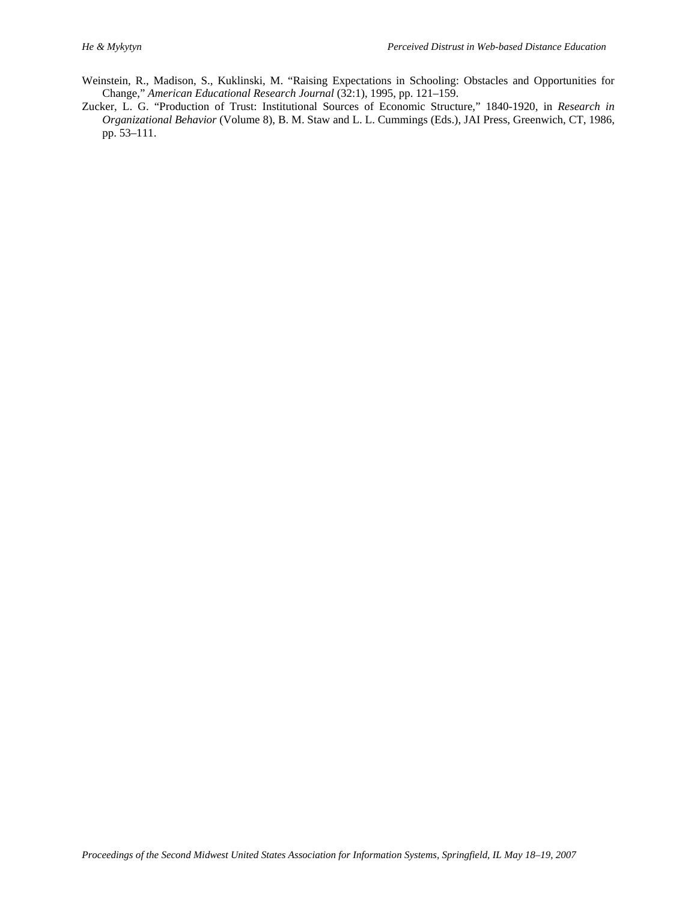Weinstein, R., Madison, S., Kuklinski, M. "Raising Expectations in Schooling: Obstacles and Opportunities for Change," *American Educational Research Journal* (32:1), 1995, pp. 121–159.

Zucker, L. G. "Production of Trust: Institutional Sources of Economic Structure," 1840-1920, in *Research in Organizational Behavior* (Volume 8), B. M. Staw and L. L. Cummings (Eds.), JAI Press, Greenwich, CT, 1986, pp. 53–111.